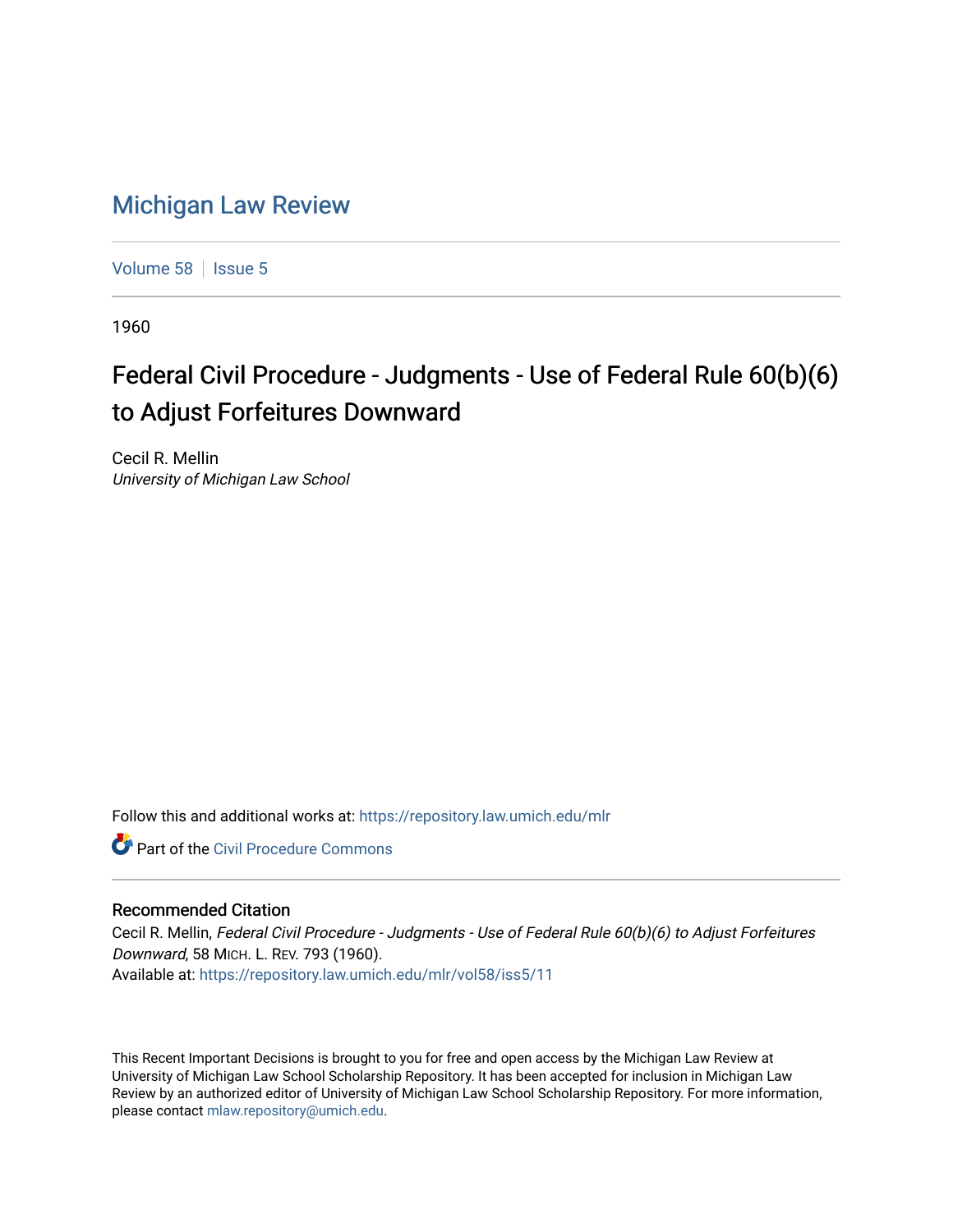# Michigan Law Review

Volume 58 | Issue 5

1960

## Federal Civil Procedure - Judgments - Use of Federal Rule 60(b)(6) to Adjust Forfeitures Downward

Cecil R. Mellin
*University of Michigan Law School*

Follow this and additional works at: https://repository.law.umich.edu/mlr

Part of the Civil Procedure Commons

### Recommended Citation

Cecil R. Mellin, *Federal Civil Procedure - Judgments - Use of Federal Rule 60(b)(6) to Adjust Forfeitures Downward*, 58 MICH. L. REV. 793 (1960).
Available at: https://repository.law.umich.edu/mlr/vol58/iss5/11

This Recent Important Decisions is brought to you for free and open access by the Michigan Law Review at University of Michigan Law School Scholarship Repository. It has been accepted for inclusion in Michigan Law Review by an authorized editor of University of Michigan Law School Scholarship Repository. For more information, please contact mlaw.repository@umich.edu.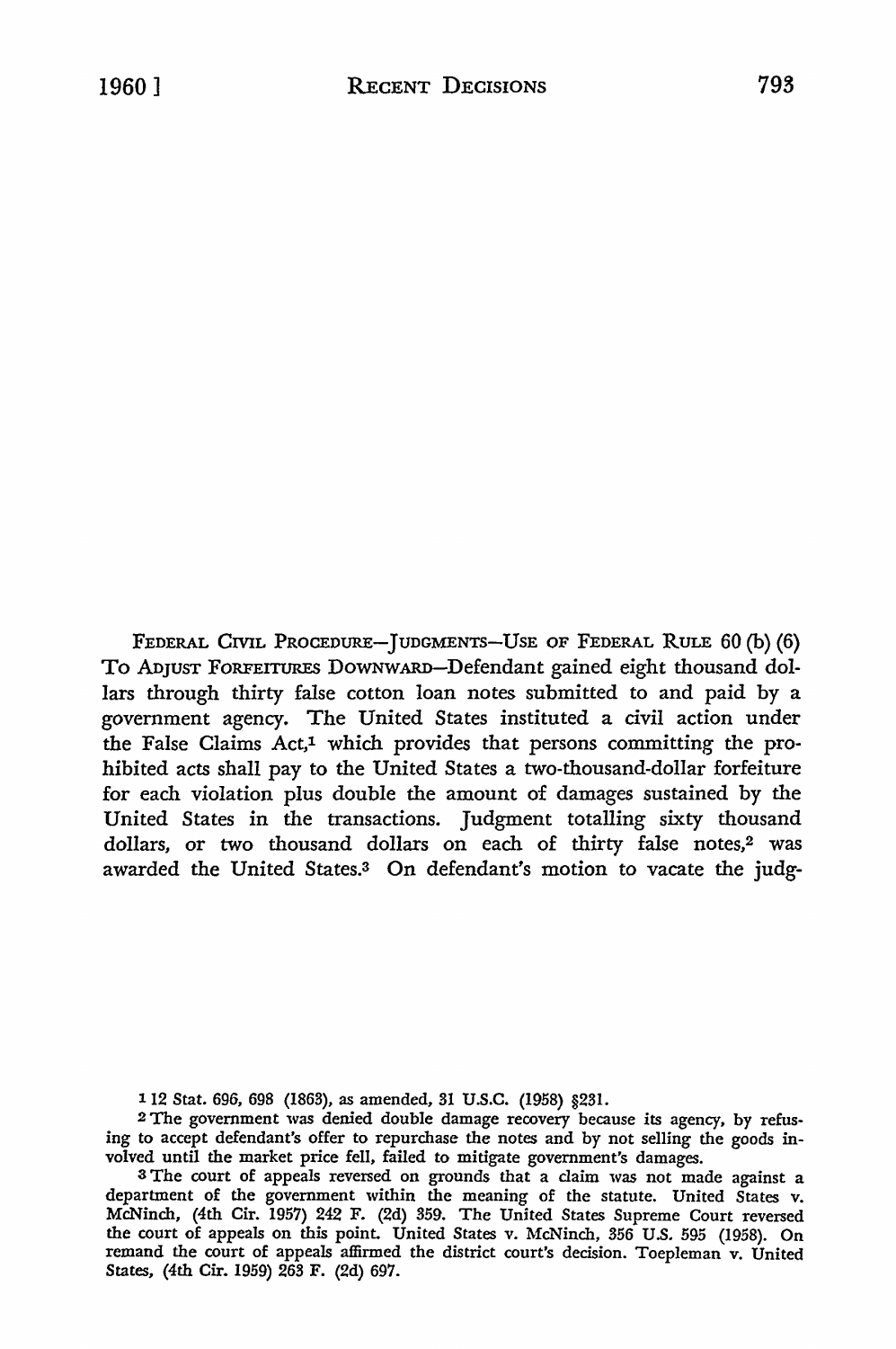FEDERAL CIVIL PROCEDURE—JUDGMENTS—USE OF FEDERAL RULE 60 (b) (6) TO ADJUST FORFEITURES DOWNWARD—Defendant gained eight thousand dollars through thirty false cotton loan notes submitted to and paid by a government agency. The United States instituted a civil action under the False Claims Act,[1] which provides that persons committing the prohibited acts shall pay to the United States a two-thousand-dollar forfeiture for each violation plus double the amount of damages sustained by the United States in the transactions. Judgment totalling sixty thousand dollars, or two thousand dollars on each of thirty false notes,[2] was awarded the United States.[3] On defendant's motion to vacate the judg-

[1] 12 Stat. 696, 698 (1863), as amended, 31 U.S.C. (1958) §231.

[2] The government was denied double damage recovery because its agency, by refusing to accept defendant's offer to repurchase the notes and by not selling the goods involved until the market price fell, failed to mitigate government's damages.

[3] The court of appeals reversed on grounds that a claim was not made against a department of the government within the meaning of the statute. United States v. McNinch, (4th Cir. 1957) 242 F. (2d) 359. The United States Supreme Court reversed the court of appeals on this point. United States v. McNinch, 356 U.S. 595 (1958). On remand the court of appeals affirmed the district court's decision. Toepleman v. United States, (4th Cir. 1959) 263 F. (2d) 697.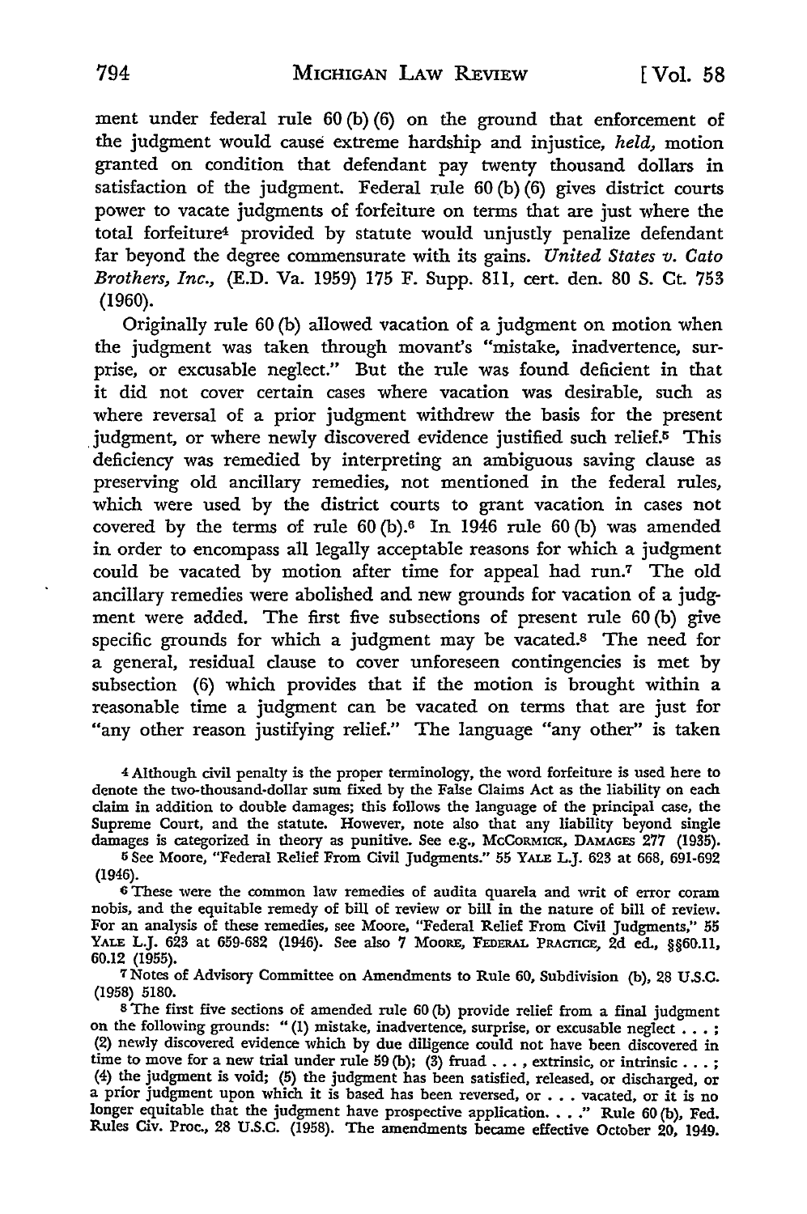ment under federal rule 60 (b) (6) on the ground that enforcement of the judgment would cause extreme hardship and injustice, *held,* motion granted on condition that defendant pay twenty thousand dollars in satisfaction of the judgment. Federal rule 60 (b) (6) gives district courts power to vacate judgments of forfeiture on terms that are just where the total forfeiture[4] provided by statute would unjustly penalize defendant far beyond the degree commensurate with its gains. *United States v. Cato Brothers, Inc.,* (E.D. Va. 1959) 175 F. Supp. 811, cert. den. 80 S. Ct. 753 (1960).

Originally rule 60 (b) allowed vacation of a judgment on motion when the judgment was taken through movant's "mistake, inadvertence, surprise, or excusable neglect." But the rule was found deficient in that it did not cover certain cases where vacation was desirable, such as where reversal of a prior judgment withdrew the basis for the present judgment, or where newly discovered evidence justified such relief.[5] This deficiency was remedied by interpreting an ambiguous saving clause as preserving old ancillary remedies, not mentioned in the federal rules, which were used by the district courts to grant vacation in cases not covered by the terms of rule 60 (b).[6] In 1946 rule 60 (b) was amended in order to encompass all legally acceptable reasons for which a judgment could be vacated by motion after time for appeal had run.[7] The old ancillary remedies were abolished and new grounds for vacation of a judgment were added. The first five subsections of present rule 60 (b) give specific grounds for which a judgment may be vacated.[8] The need for a general, residual clause to cover unforeseen contingencies is met by subsection (6) which provides that if the motion is brought within a reasonable time a judgment can be vacated on terms that are just for "any other reason justifying relief." The language "any other" is taken

---

[4] Although civil penalty is the proper terminology, the word forfeiture is used here to denote the two-thousand-dollar sum fixed by the False Claims Act as the liability on each claim in addition to double damages; this follows the language of the principal case, the Supreme Court, and the statute. However, note also that any liability beyond single damages is categorized in theory as punitive. See e.g., McCormick, Damages 277 (1935).

[5] See Moore, "Federal Relief From Civil Judgments." 55 Yale L.J. 623 at 668, 691-692 (1946).

[6] These were the common law remedies of audita quarela and writ of error coram nobis, and the equitable remedy of bill of review or bill in the nature of bill of review. For an analysis of these remedies, see Moore, "Federal Relief From Civil Judgments," 55 Yale L.J. 623 at 659-682 (1946). See also 7 Moore, Federal Practice, 2d ed., §§60.11, 60.12 (1955).

[7] Notes of Advisory Committee on Amendments to Rule 60, Subdivision (b), 28 U.S.C. (1958) 5180.

[8] The first five sections of amended rule 60 (b) provide relief from a final judgment on the following grounds: "(1) mistake, inadvertence, surprise, or excusable neglect . . . ; (2) newly discovered evidence which by due diligence could not have been discovered in time to move for a new trial under rule 59 (b); (3) fruad . . . , extrinsic, or intrinsic . . . ; (4) the judgment is void; (5) the judgment has been satisfied, released, or discharged, or a prior judgment upon which it is based has been reversed, or . . . vacated, or it is no longer equitable that the judgment have prospective application. . . ." Rule 60 (b), Fed. Rules Civ. Proc., 28 U.S.C. (1958). The amendments became effective October 20, 1949.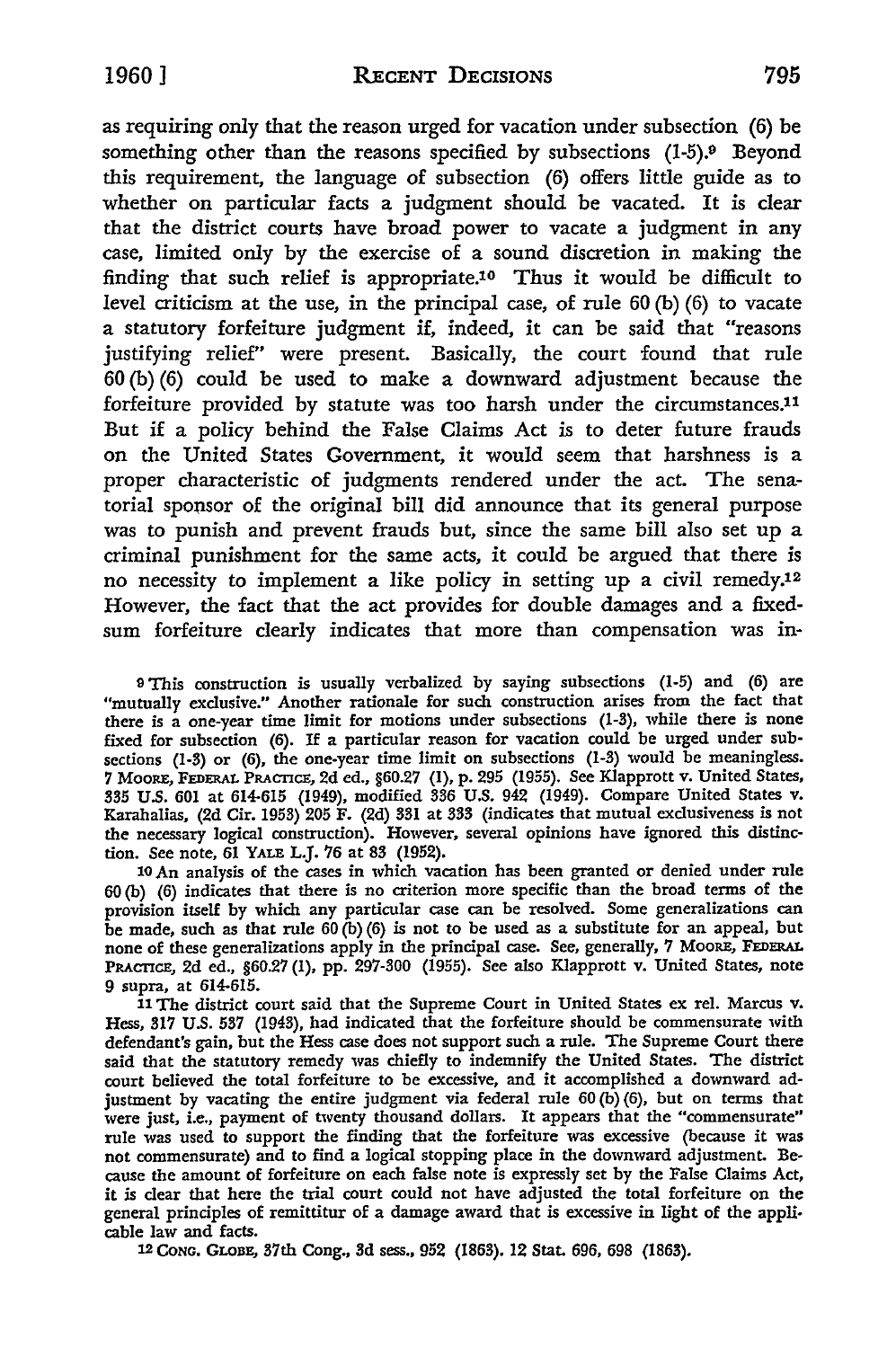as requiring only that the reason urged for vacation under subsection (6) be something other than the reasons specified by subsections (1-5).[9] Beyond this requirement, the language of subsection (6) offers little guide as to whether on particular facts a judgment should be vacated. It is clear that the district courts have broad power to vacate a judgment in any case, limited only by the exercise of a sound discretion in making the finding that such relief is appropriate.[10] Thus it would be difficult to level criticism at the use, in the principal case, of rule 60 (b) (6) to vacate a statutory forfeiture judgment if, indeed, it can be said that "reasons justifying relief" were present. Basically, the court found that rule 60 (b) (6) could be used to make a downward adjustment because the forfeiture provided by statute was too harsh under the circumstances.[11] But if a policy behind the False Claims Act is to deter future frauds on the United States Government, it would seem that harshness is a proper characteristic of judgments rendered under the act. The senatorial sponsor of the original bill did announce that its general purpose was to punish and prevent frauds but, since the same bill also set up a criminal punishment for the same acts, it could be argued that there is no necessity to implement a like policy in setting up a civil remedy.[12] However, the fact that the act provides for double damages and a fixed-sum forfeiture clearly indicates that more than compensation was in-

[9] This construction is usually verbalized by saying subsections (1-5) and (6) are "mutually exclusive." Another rationale for such construction arises from the fact that there is a one-year time limit for motions under subsections (1-3), while there is none fixed for subsection (6). If a particular reason for vacation could be urged under subsections (1-3) or (6), the one-year time limit on subsections (1-3) would be meaningless. 7 MOORE, FEDERAL PRACTICE, 2d ed., §60.27 (1), p. 295 (1955). See Klapprott v. United States, 335 U.S. 601 at 614-615 (1949), modified 336 U.S. 942 (1949). Compare United States v. Karahalias, (2d Cir. 1953) 205 F. (2d) 331 at 333 (indicates that mutual exclusiveness is not the necessary logical construction). However, several opinions have ignored this distinction. See note, 61 YALE L.J. 76 at 83 (1952).

[10] An analysis of the cases in which vacation has been granted or denied under rule 60 (b) (6) indicates that there is no criterion more specific than the broad terms of the provision itself by which any particular case can be resolved. Some generalizations can be made, such as that rule 60 (b) (6) is not to be used as a substitute for an appeal, but none of these generalizations apply in the principal case. See, generally, 7 MOORE, FEDERAL PRACTICE, 2d ed., §60.27 (1), pp. 297-300 (1955). See also Klapprott v. United States, note 9 supra, at 614-615.

[11] The district court said that the Supreme Court in United States ex rel. Marcus v. Hess, 317 U.S. 537 (1943), had indicated that the forfeiture should be commensurate with defendant's gain, but the Hess case does not support such a rule. The Supreme Court there said that the statutory remedy was chiefly to indemnify the United States. The district court believed the total forfeiture to be excessive, and it accomplished a downward adjustment by vacating the entire judgment via federal rule 60 (b) (6), but on terms that were just, i.e., payment of twenty thousand dollars. It appears that the "commensurate" rule was used to support the finding that the forfeiture was excessive (because it was not commensurate) and to find a logical stopping place in the downward adjustment. Because the amount of forfeiture on each false note is expressly set by the False Claims Act, it is clear that here the trial court could not have adjusted the total forfeiture on the general principles of remittitur of a damage award that is excessive in light of the applicable law and facts.

[12] CONG. GLOBE, 37th Cong., 3d sess., 952 (1863). 12 Stat. 696, 698 (1863).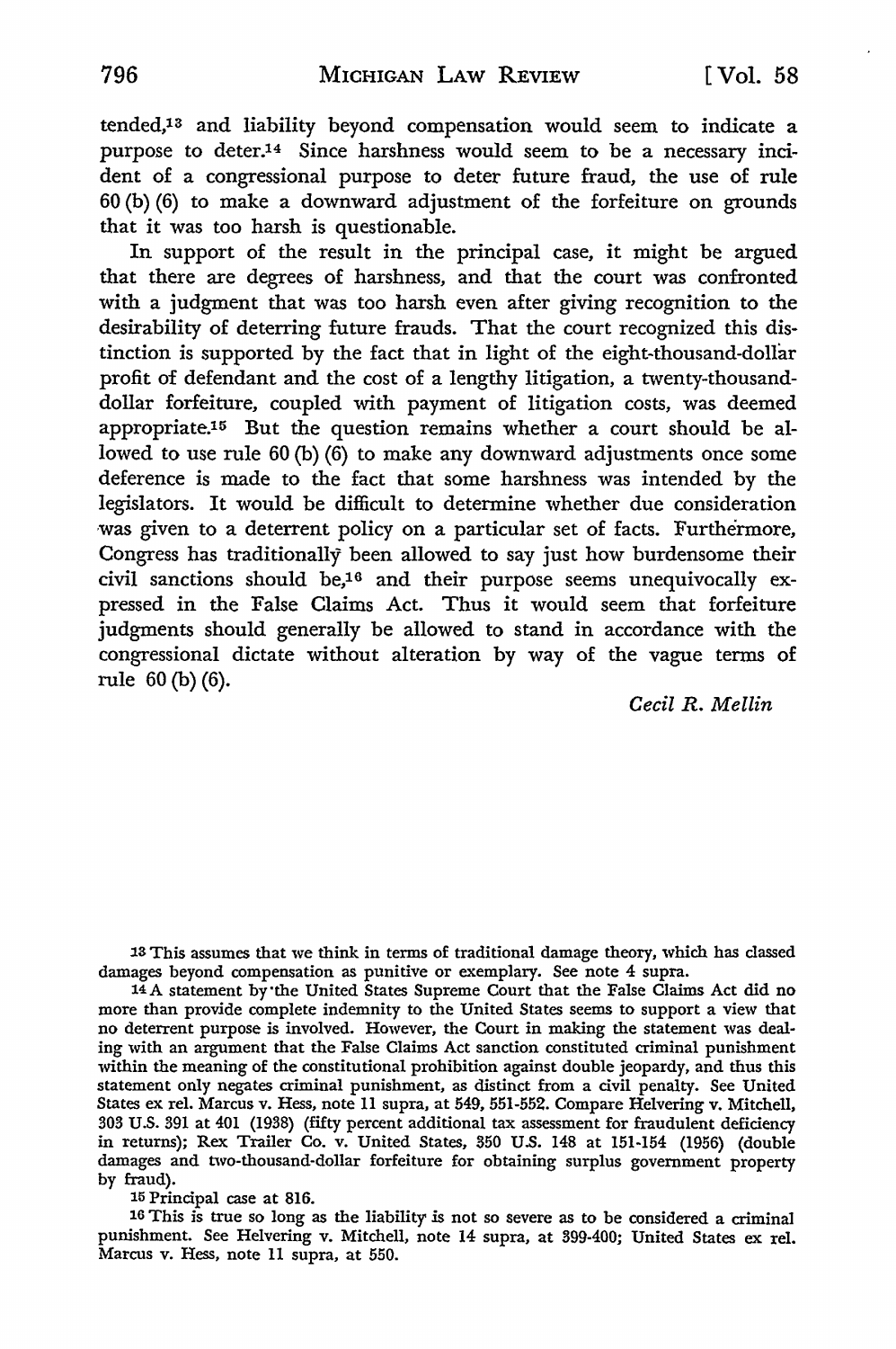tended,[13] and liability beyond compensation would seem to indicate a purpose to deter.[14] Since harshness would seem to be a necessary incident of a congressional purpose to deter future fraud, the use of rule 60 (b) (6) to make a downward adjustment of the forfeiture on grounds that it was too harsh is questionable.

In support of the result in the principal case, it might be argued that there are degrees of harshness, and that the court was confronted with a judgment that was too harsh even after giving recognition to the desirability of deterring future frauds. That the court recognized this distinction is supported by the fact that in light of the eight-thousand-dollar profit of defendant and the cost of a lengthy litigation, a twenty-thousand-dollar forfeiture, coupled with payment of litigation costs, was deemed appropriate.[15] But the question remains whether a court should be allowed to use rule 60 (b) (6) to make any downward adjustments once some deference is made to the fact that some harshness was intended by the legislators. It would be difficult to determine whether due consideration was given to a deterrent policy on a particular set of facts. Furthermore, Congress has traditionally been allowed to say just how burdensome their civil sanctions should be,[16] and their purpose seems unequivocally expressed in the False Claims Act. Thus it would seem that forfeiture judgments should generally be allowed to stand in accordance with the congressional dictate without alteration by way of the vague terms of rule 60 (b) (6).

*Cecil R. Mellin*

---

13 This assumes that we think in terms of traditional damage theory, which has classed damages beyond compensation as punitive or exemplary. See note 4 supra.

14 A statement by the United States Supreme Court that the False Claims Act did no more than provide complete indemnity to the United States seems to support a view that no deterrent purpose is involved. However, the Court in making the statement was dealing with an argument that the False Claims Act sanction constituted criminal punishment within the meaning of the constitutional prohibition against double jeopardy, and thus this statement only negates criminal punishment, as distinct from a civil penalty. See United States ex rel. Marcus v. Hess, note 11 supra, at 549, 551-552. Compare Helvering v. Mitchell, 303 U.S. 391 at 401 (1938) (fifty percent additional tax assessment for fraudulent deficiency in returns); Rex Trailer Co. v. United States, 350 U.S. 148 at 151-154 (1956) (double damages and two-thousand-dollar forfeiture for obtaining surplus government property by fraud).

15 Principal case at 816.

16 This is true so long as the liability is not so severe as to be considered a criminal punishment. See Helvering v. Mitchell, note 14 supra, at 399-400; United States ex rel. Marcus v. Hess, note 11 supra, at 550.